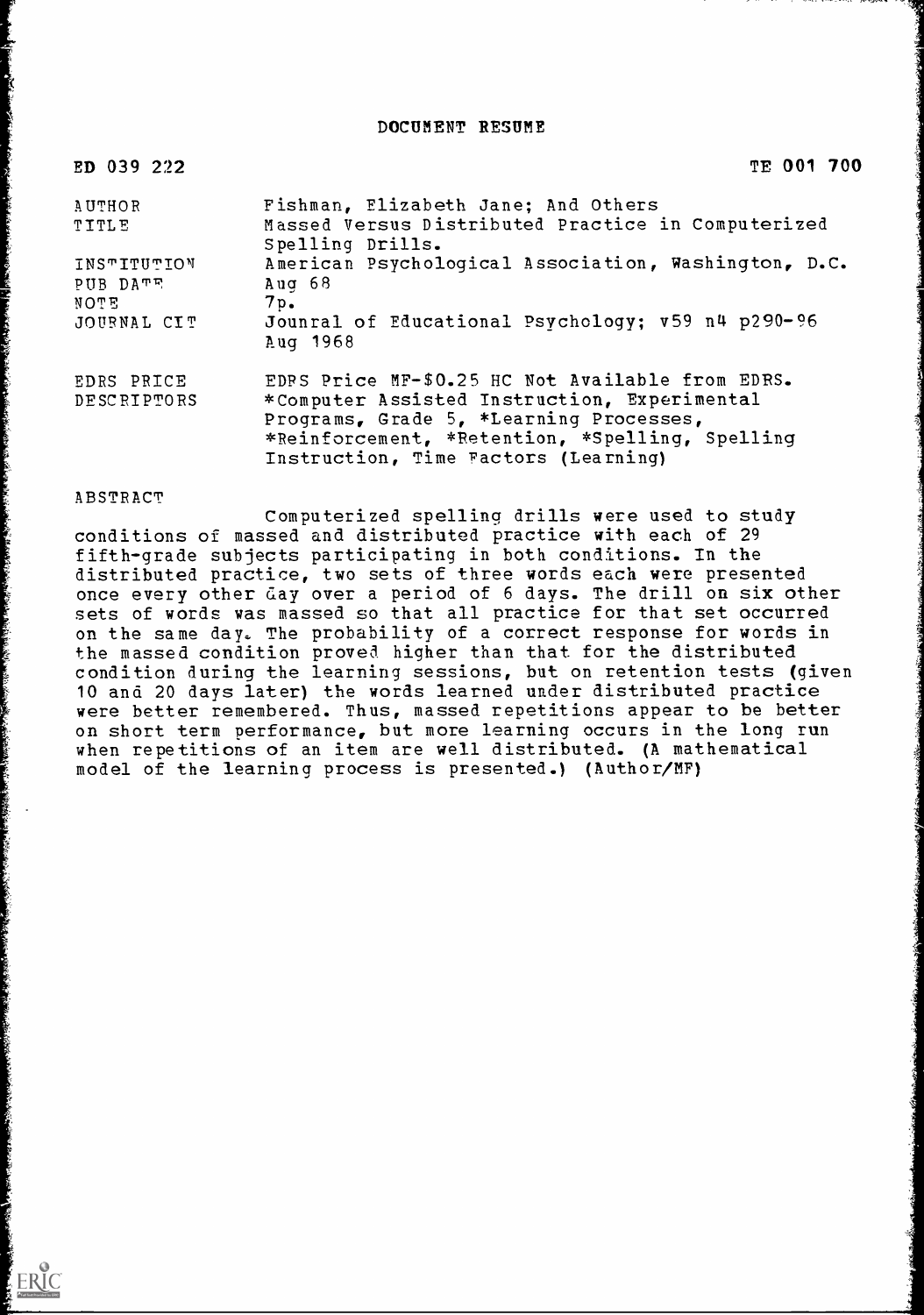# DOCUMENT RESUME

ED 039 222 TE 001 700

| | |
|---|---|
| AUTHOR | Fishman, Elizabeth Jane; And Others |
| TITLE | Massed Versus Distributed Practice in Computerized Spelling Drills. |
| INSTITUTION | American Psychological Association, Washington, D.C. |
| PUB DATE | Aug 68 |
| NOTE | 7p. |
| JOURNAL CIT | Jounral of Educational Psychology; v59 n4 p290-96 Aug 1968 |
| EDRS PRICE | EDRS Price MF-$0.25 HC Not Available from EDRS. |
| DESCRIPTORS | *Computer Assisted Instruction, Experimental Programs, Grade 5, *Learning Processes, *Reinforcement, *Retention, *Spelling, Spelling Instruction, Time Factors (Learning) |

ABSTRACT

Computerized spelling drills were used to study conditions of massed and distributed practice with each of 29 fifth-grade subjects participating in both conditions. In the distributed practice, two sets of three words each were presented once every other day over a period of 6 days. The drill on six other sets of words was massed so that all practice for that set occurred on the same day. The probability of a correct response for words in the massed condition proved higher than that for the distributed condition during the learning sessions, but on retention tests (given 10 and 20 days later) the words learned under distributed practice were better remembered. Thus, massed repetitions appear to be better on short term performance, but more learning occurs in the long run when repetitions of an item are well distributed. (A mathematical model of the learning process is presented.) (Author/MF)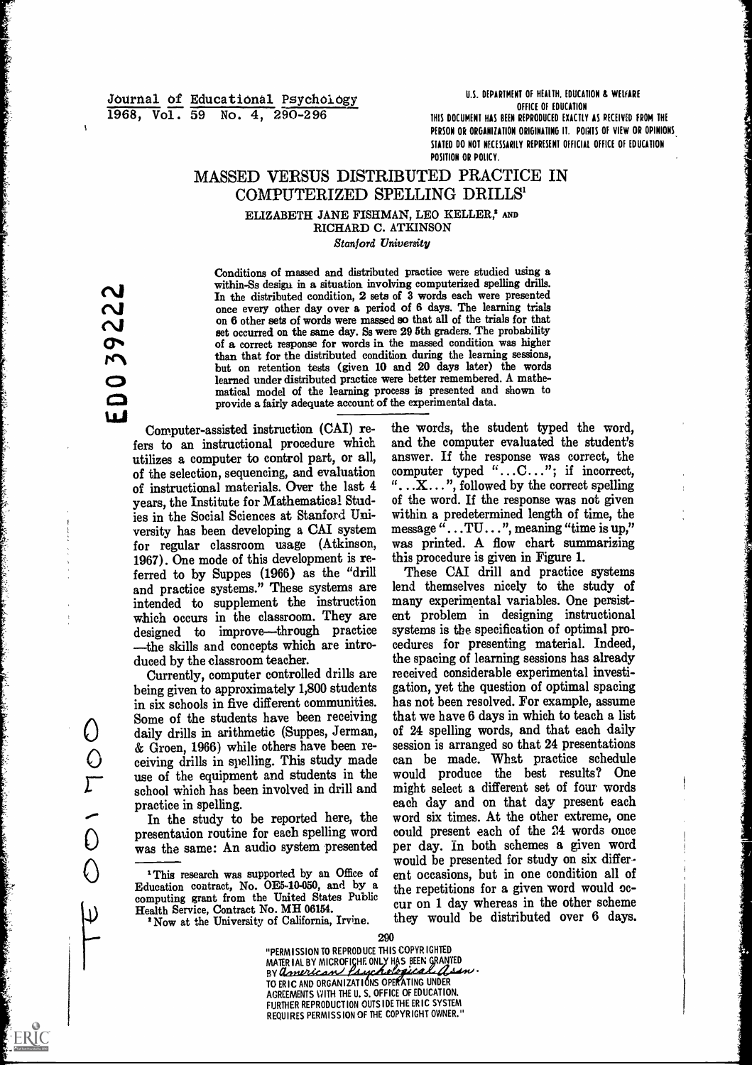# MASSED VERSUS DISTRIBUTED PRACTICE IN COMPUTERIZED SPELLING DRILLS[1]

ELIZABETH JANE FISHMAN, LEO KELLER,[2] AND RICHARD C. ATKINSON

*Stanford University*

Conditions of massed and distributed practice were studied using a within-Ss design in a situation involving computerized spelling drills. In the distributed condition, 2 sets of 3 words each were presented once every other day over a period of 6 days. The learning trials on 6 other sets of words were massed so that all of the trials for that set occurred on the same day. Ss were 29 5th graders. The probability of a correct response for words in the massed condition was higher than that for the distributed condition during the learning sessions, but on retention tests (given 10 and 20 days later) the words learned under distributed practice were better remembered. A mathematical model of the learning process is presented and shown to provide a fairly adequate account of the experimental data.

Computer-assisted instruction (CAI) refers to an instructional procedure which utilizes a computer to control part, or all, of the selection, sequencing, and evaluation of instructional materials. Over the last 4 years, the Institute for Mathematical Studies in the Social Sciences at Stanford University has been developing a CAI system for regular classroom usage (Atkinson, 1967). One mode of this development is referred to by Suppes (1966) as the "drill and practice systems." These systems are intended to supplement the instruction which occurs in the classroom. They are designed to improve—through practice—the skills and concepts which are introduced by the classroom teacher.

Currently, computer controlled drills are being given to approximately 1,800 students in six schools in five different communities. Some of the students have been receiving daily drills in arithmetic (Suppes, Jerman, & Groen, 1966) while others have been receiving drills in spelling. This study made use of the equipment and students in the school which has been involved in drill and practice in spelling.

In the study to be reported here, the presentation routine for each spelling word was the same: An audio system presented the words, the student typed the word, and the computer evaluated the student's answer. If the response was correct, the computer typed "...C..."; if incorrect, "...X...", followed by the correct spelling of the word. If the response was not given within a predetermined length of time, the message "...TU...", meaning "time is up," was printed. A flow chart summarizing this procedure is given in Figure 1.

These CAI drill and practice systems lend themselves nicely to the study of many experimental variables. One persistent problem in designing instructional systems is the specification of optimal procedures for presenting material. Indeed, the spacing of learning sessions has already received considerable experimental investigation, yet the question of optimal spacing has not been resolved. For example, assume that we have 6 days in which to teach a list of 24 spelling words, and that each daily session is arranged so that 24 presentations can be made. What practice schedule would produce the best results? One might select a different set of four words each day and on that day present each word six times. At the other extreme, one could present each of the 24 words once per day. In both schemes a given word would be presented for study on six different occasions, but in one condition all of the repetitions for a given word would occur on 1 day whereas in the other scheme they would be distributed over 6 days.

[1] This research was supported by an Office of Education contract, No. OE5-10-050, and by a computing grant from the United States Public Health Service, Contract No. MH 06154.

[2] Now at the University of California, Irvine.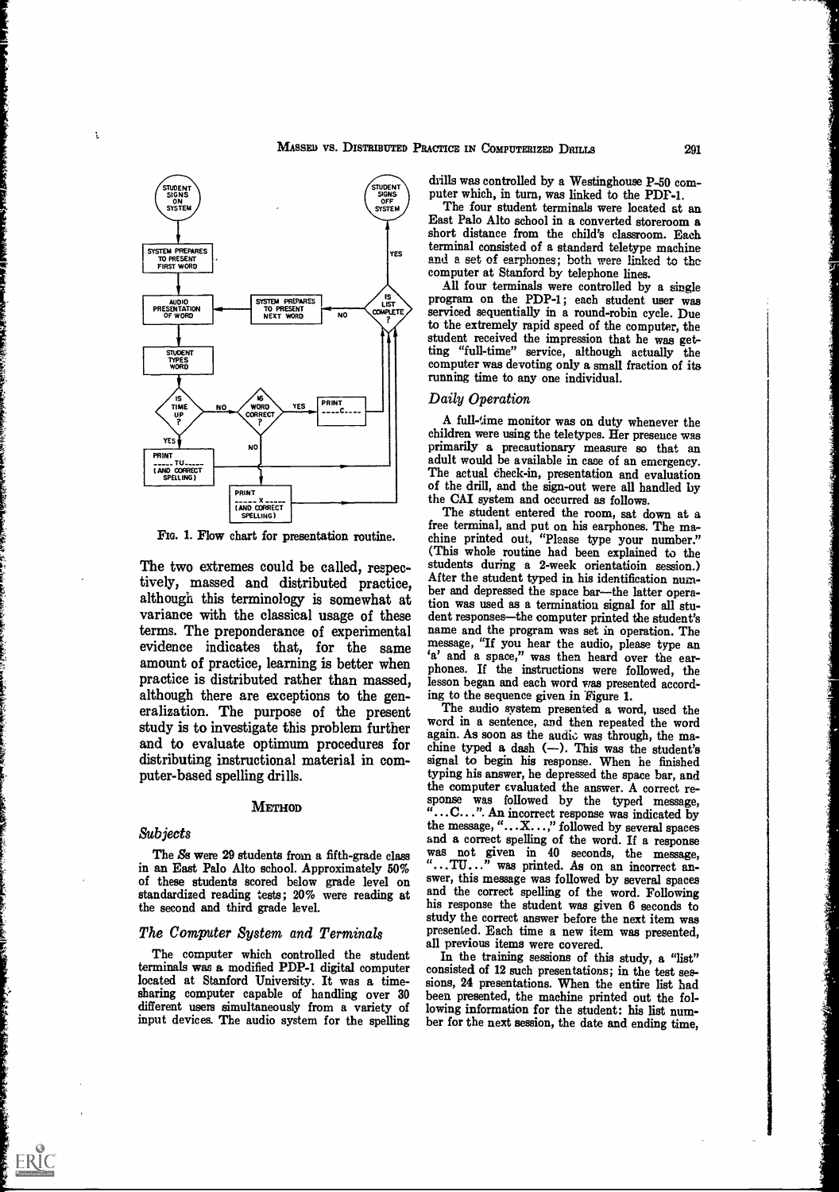STUDENT SIGNS ON SYSTEM

SYSTEM PREPARES TO PRESENT FIRST WORD

AUDIO PRESENTATION OF WORD

STUDENT TYPES WORD

IS TIME UP ?

YES

PRINT -----TU----- (AND CORRECT SPELLING)

NO

IS WORD CORRECT ?

YES

PRINT ----C----

NO

PRINT -----X----- (AND CORRECT SPELLING)

IS LIST COMPLETE ?

NO

SYSTEM PREPARES TO PRESENT NEXT WORD

YES

STUDENT SIGNS OFF SYSTEM

FIG. 1. Flow chart for presentation routine.

The two extremes could be called, respectively, massed and distributed practice, although this terminology is somewhat at variance with the classical usage of these terms. The preponderance of experimental evidence indicates that, for the same amount of practice, learning is better when practice is distributed rather than massed, although there are exceptions to the generalization. The purpose of the present study is to investigate this problem further and to evaluate optimum procedures for distributing instructional material in computer-based spelling drills.

## METHOD

### *Subjects*

The *S*s were 29 students from a fifth-grade class in an East Palo Alto school. Approximately 50% of these students scored below grade level on standardized reading tests; 20% were reading at the second and third grade level.

### *The Computer System and Terminals*

The computer which controlled the student terminals was a modified PDP-1 digital computer located at Stanford University. It was a time-sharing computer capable of handling over 30 different users simultaneously from a variety of input devices. The audio system for the spelling drills was controlled by a Westinghouse P-50 computer which, in turn, was linked to the PDP-1.

The four student terminals were located at an East Palo Alto school in a converted storeroom a short distance from the child's classroom. Each terminal consisted of a standard teletype machine and a set of earphones; both were linked to the computer at Stanford by telephone lines.

All four terminals were controlled by a single program on the PDP-1; each student user was serviced sequentially in a round-robin cycle. Due to the extremely rapid speed of the computer, the student received the impression that he was getting "full-time" service, although actually the computer was devoting only a small fraction of its running time to any one individual.

### *Daily Operation*

A full-time monitor was on duty whenever the children were using the teletypes. Her presence was primarily a precautionary measure so that an adult would be available in case of an emergency. The actual check-in, presentation and evaluation of the drill, and the sign-out were all handled by the CAI system and occurred as follows.

The student entered the room, sat down at a free terminal, and put on his earphones. The machine printed out, "Please type your number." (This whole routine had been explained to the students during a 2-week orientatioin session.) After the student typed in his identification number and depressed the space bar—the latter operation was used as a termination signal for all student responses—the computer printed the student's name and the program was set in operation. The message, "If you hear the audio, please type an 'a' and a space," was then heard over the earphones. If the instructions were followed, the lesson began and each word was presented according to the sequence given in Figure 1.

The audio system presented a word, used the word in a sentence, and then repeated the word again. As soon as the audio was through, the machine typed a dash (—). This was the student's signal to begin his response. When he finished typing his answer, he depressed the space bar, and the computer evaluated the answer. A correct response was followed by the typed message, "...C...". An incorrect response was indicated by the message, "...X...," followed by several spaces and a correct spelling of the word. If a response was not given in 40 seconds, the message, "...TU..." was printed. As on an incorrect answer, this message was followed by several spaces and the correct spelling of the word. Following his response the student was given 6 seconds to study the correct answer before the next item was presented. Each time a new item was presented, all previous items were covered.

In the training sessions of this study, a "list" consisted of 12 such presentations; in the test sessions, 24 presentations. When the entire list had been presented, the machine printed out the following information for the student: his list number for the next session, the date and ending time,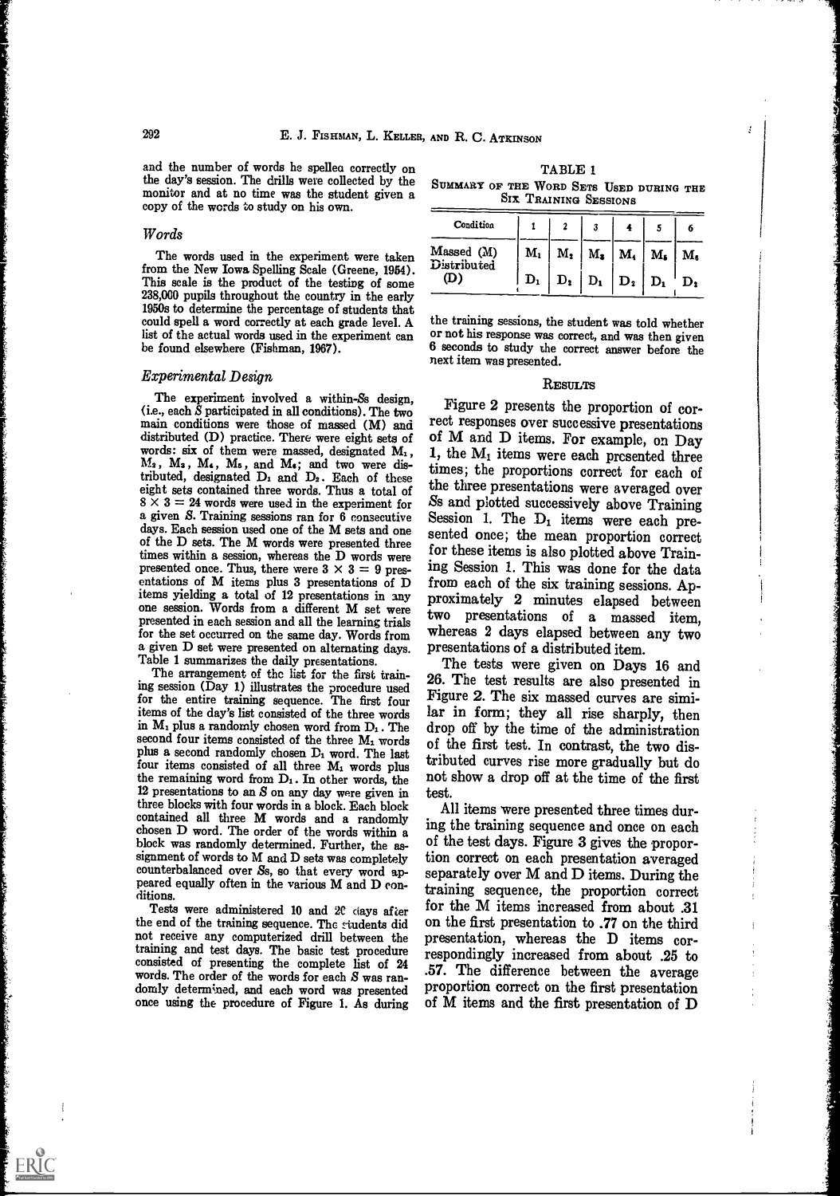and the number of words he spelled correctly on the day's session. The drills were collected by the monitor and at no time was the student given a copy of the words to study on his own.

### *Words*

The words used in the experiment were taken from the New Iowa Spelling Scale (Greene, 1954). This scale is the product of the testing of some 238,000 pupils throughout the country in the early 1950s to determine the percentage of students that could spell a word correctly at each grade level. A list of the actual words used in the experiment can be found elsewhere (Fishman, 1967).

### *Experimental Design*

The experiment involved a within-*S*s design, (i.e., each *S* participated in all conditions). The two main conditions were those of massed (M) and distributed (D) practice. There were eight sets of words: six of them were massed, designated $M_1$, $M_2$, $M_3$, $M_4$, $M_5$, and $M_6$; and two were distributed, designated $D_1$ and $D_2$. Each of these eight sets contained three words. Thus a total of $8 \times 3 = 24$ words were used in the experiment for a given *S*. Training sessions ran for 6 consecutive days. Each session used one of the M sets and one of the D sets. The M words were presented three times within a session, whereas the D words were presented once. Thus, there were $3 \times 3 = 9$ presentations of M items plus 3 presentations of D items yielding a total of 12 presentations in any one session. Words from a different M set were presented in each session and all the learning trials for the set occurred on the same day. Words from a given D set were presented on alternating days. Table 1 summarizes the daily presentations.

The arrangement of the list for the first training session (Day 1) illustrates the procedure used for the entire training sequence. The first four items of the day's list consisted of the three words in $M_1$ plus a randomly chosen word from $D_1$. The second four items consisted of the three $M_1$ words plus a second randomly chosen $D_1$ word. The last four items consisted of all three $M_1$ words plus the remaining word from $D_1$. In other words, the 12 presentations to an *S* on any day were given in three blocks with four words in a block. Each block contained all three M words and a randomly chosen D word. The order of the words within a block was randomly determined. Further, the assignment of words to M and D sets was completely counterbalanced over *S*s, so that every word appeared equally often in the various M and D conditions.

Tests were administered 10 and 20 days after the end of the training sequence. The students did not receive any computerized drill between the training and test days. The basic test procedure consisted of presenting the complete list of 24 words. The order of the words for each *S* was randomly determined, and each word was presented once using the procedure of Figure 1. As during the training sessions, the student was told whether or not his response was correct, and was then given 6 seconds to study the correct answer before the next item was presented.

TABLE 1

SUMMARY OF THE WORD SETS USED DURING THE SIX TRAINING SESSIONS

| Condition | 1 | 2 | 3 | 4 | 5 | 6 |
|---|---|---|---|---|---|---|
| Massed (M) | $M_1$ | $M_2$ | $M_3$ | $M_4$ | $M_5$ | $M_6$ |
| Distributed (D) | $D_1$ | $D_2$ | $D_1$ | $D_2$ | $D_1$ | $D_2$ |

## RESULTS

Figure 2 presents the proportion of correct responses over successive presentations of M and D items. For example, on Day 1, the $M_1$ items were each presented three times; the proportions correct for each of the three presentations were averaged over *S*s and plotted successively above Training Session 1. The $D_1$ items were each presented once; the mean proportion correct for these items is also plotted above Training Session 1. This was done for the data from each of the six training sessions. Approximately 2 minutes elapsed between two presentations of a massed item, whereas 2 days elapsed between any two presentations of a distributed item.

The tests were given on Days 16 and 26. The test results are also presented in Figure 2. The six massed curves are similar in form; they all rise sharply, then drop off by the time of the administration of the first test. In contrast, the two distributed curves rise more gradually but do not show a drop off at the time of the first test.

All items were presented three times during the training sequence and once on each of the test days. Figure 3 gives the proportion correct on each presentation averaged separately over M and D items. During the training sequence, the proportion correct for the M items increased from about .31 on the first presentation to .77 on the third presentation, whereas the D items correspondingly increased from about .25 to .57. The difference between the average proportion correct on the first presentation of M items and the first presentation of D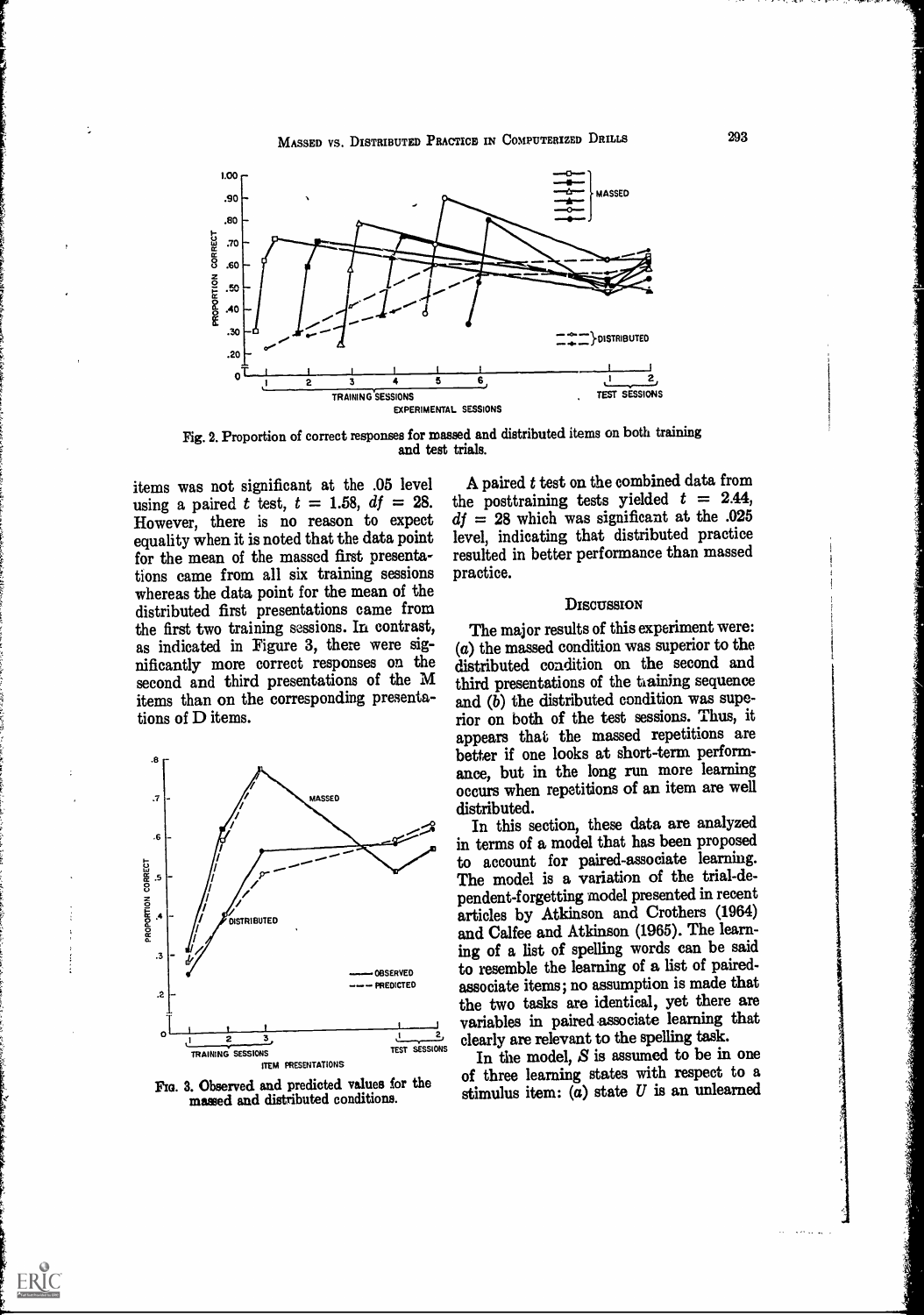Fig. 2. Proportion of correct responses for massed and distributed items on both training and test trials.

items was not significant at the .05 level using a paired $t$ test, $t = 1.58$, $df = 28$. However, there is no reason to expect equality when it is noted that the data point for the mean of the massed first presentations came from all six training sessions whereas the data point for the mean of the distributed first presentations came from the first two training sessions. In contrast, as indicated in Figure 3, there were significantly more correct responses on the second and third presentations of the M items than on the corresponding presentations of D items.

Fig. 3. Observed and predicted values for the massed and distributed conditions.

A paired $t$ test on the combined data from the posttraining tests yielded $t = 2.44$, $df = 28$ which was significant at the .025 level, indicating that distributed practice resulted in better performance than massed practice.

## Discussion

The major results of this experiment were: (*a*) the massed condition was superior to the distributed condition on the second and third presentations of the training sequence and (*b*) the distributed condition was superior on both of the test sessions. Thus, it appears that the massed repetitions are better if one looks at short-term performance, but in the long run more learning occurs when repetitions of an item are well distributed.

In this section, these data are analyzed in terms of a model that has been proposed to account for paired-associate learning. The model is a variation of the trial-dependent-forgetting model presented in recent articles by Atkinson and Crothers (1964) and Calfee and Atkinson (1965). The learning of a list of spelling words can be said to resemble the learning of a list of paired-associate items; no assumption is made that the two tasks are identical, yet there are variables in paired-associate learning that clearly are relevant to the spelling task.

In the model, $S$ is assumed to be in one of three learning states with respect to a stimulus item: (*a*) state $U$ is an unlearned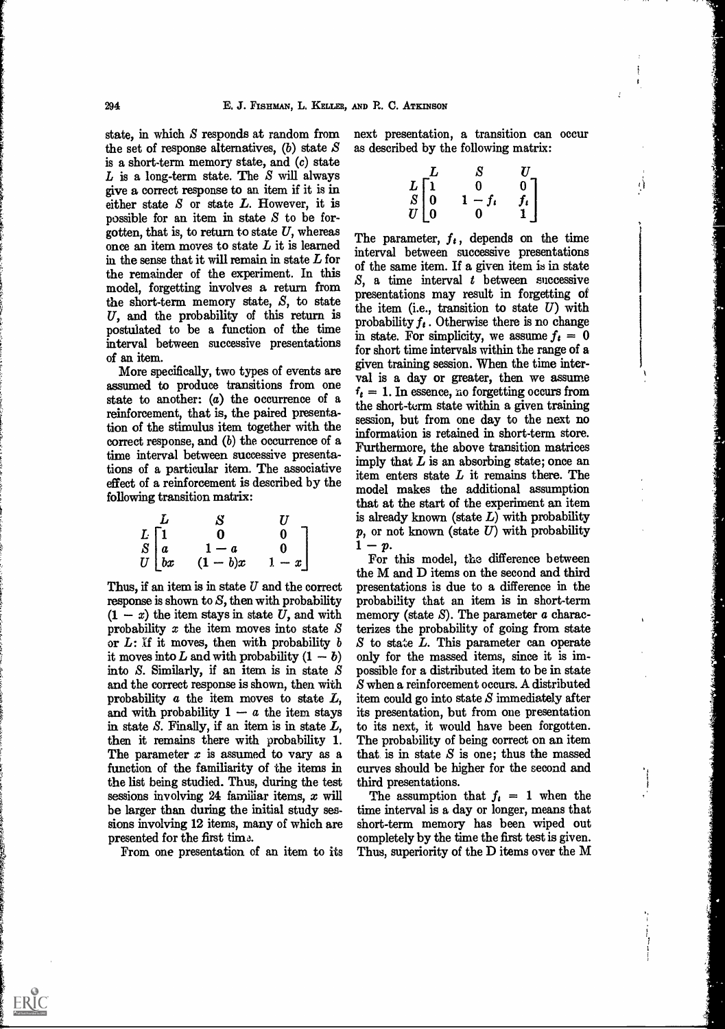state, in which $S$ responds at random from the set of response alternatives, (*b*) state $S$ is a short-term memory state, and (*c*) state $L$ is a long-term state. The $S$ will always give a correct response to an item if it is in either state $S$ or state $L$. However, it is possible for an item in state $S$ to be forgotten, that is, to return to state $U$, whereas once an item moves to state $L$ it is learned in the sense that it will remain in state $L$ for the remainder of the experiment. In this model, forgetting involves a return from the short-term memory state, $S$, to state $U$, and the probability of this return is postulated to be a function of the time interval between successive presentations of an item.

More specifically, two types of events are assumed to produce transitions from one state to another: (*a*) the occurrence of a reinforcement, that is, the paired presentation of the stimulus item together with the correct response, and (*b*) the occurrence of a time interval between successive presentations of a particular item. The associative effect of a reinforcement is described by the following transition matrix:

$$\begin{array}{c} \\ L \\ S \\ U \end{array} \begin{array}{c} \begin{array}{ccc} L & S & U \end{array} \\ \begin{bmatrix} 1 & 0 & 0 \\ a & 1-a & 0 \\ bx & (1-b)x & 1-x \end{bmatrix} \end{array}$$

Thus, if an item is in state $U$ and the correct response is shown to $S$, then with probability $(1 - x)$ the item stays in state $U$, and with probability $x$ the item moves into state $S$ or $L$: If it moves, then with probability $b$ it moves into $L$ and with probability $(1 - b)$ into $S$. Similarly, if an item is in state $S$ and the correct response is shown, then with probability $a$ the item moves to state $L$, and with probability $1 - a$ the item stays in state $S$. Finally, if an item is in state $L$, then it remains there with probability 1. The parameter $x$ is assumed to vary as a function of the familiarity of the items in the list being studied. Thus, during the test sessions involving 24 familiar items, $x$ will be larger than during the initial study sessions involving 12 items, many of which are presented for the first time.

From one presentation of an item to its next presentation, a transition can occur as described by the following matrix:

$$\begin{array}{c} \\ L \\ S \\ U \end{array} \begin{array}{c} \begin{array}{ccc} L & S & U \end{array} \\ \begin{bmatrix} 1 & 0 & 0 \\ 0 & 1-f_t & f_t \\ 0 & 0 & 1 \end{bmatrix} \end{array}$$

The parameter, $f_t$, depends on the time interval between successive presentations of the same item. If a given item is in state $S$, a time interval $t$ between successive presentations may result in forgetting of the item (i.e., transition to state $U$) with probability $f_t$. Otherwise there is no change in state. For simplicity, we assume $f_t = 0$ for short time intervals within the range of a given training session. When the time interval is a day or greater, then we assume $f_t = 1$. In essence, no forgetting occurs from the short-term state within a given training session, but from one day to the next no information is retained in short-term store. Furthermore, the above transition matrices imply that $L$ is an absorbing state; once an item enters state $L$ it remains there. The model makes the additional assumption that at the start of the experiment an item is already known (state $L$) with probability $p$, or not known (state $U$) with probability $1 - p$.

For this model, the difference between the M and D items on the second and third presentations is due to a difference in the probability that an item is in short-term memory (state $S$). The parameter $a$ characterizes the probability of going from state $S$ to state $L$. This parameter can operate only for the massed items, since it is impossible for a distributed item to be in state $S$ when a reinforcement occurs. A distributed item could go into state $S$ immediately after its presentation, but from one presentation to its next, it would have been forgotten. The probability of being correct on an item that is in state $S$ is one; thus the massed curves should be higher for the second and third presentations.

The assumption that $f_t = 1$ when the time interval is a day or longer, means that short-term memory has been wiped out completely by the time the first test is given. Thus, superiority of the D items over the M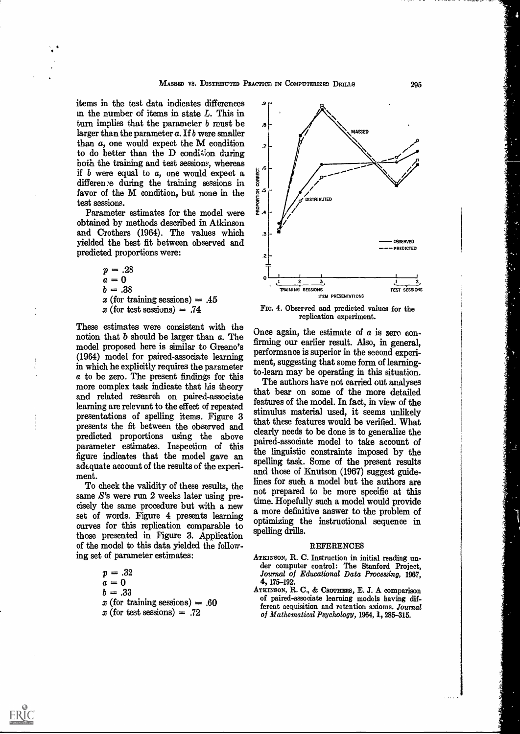items in the test data indicates differences in the number of items in state $L$. This in turn implies that the parameter $b$ must be larger than the parameter $a$. If $b$ were smaller than $a$, one would expect the M condition to do better than the D condition during both the training and test sessions, whereas if $b$ were equal to $a$, one would expect a difference during the training sessions in favor of the M condition, but none in the test sessions.

Parameter estimates for the model were obtained by methods described in Atkinson and Crothers (1964). The values which yielded the best fit between observed and predicted proportions were:

$$p = .28$$
$$a = 0$$
$$b = .38$$
$$x \text{ (for training sessions)} = .45$$
$$x \text{ (for test sessions)} = .74$$

These estimates were consistent with the notion that $b$ should be larger than $a$. The model proposed here is similar to Greeno's (1964) model for paired-associate learning in which he explicitly requires the parameter $a$ to be zero. The present findings for this more complex task indicate that his theory and related research on paired-associate learning are relevant to the effect of repeated presentations of spelling items. Figure 3 presents the fit between the observed and predicted proportions using the above parameter estimates. Inspection of this figure indicates that the model gave an adequate account of the results of the experiment.

To check the validity of these results, the same $S$'s were run 2 weeks later using precisely the same procedure but with a new set of words. Figure 4 presents learning curves for this replication comparable to those presented in Figure 3. Application of the model to this data yielded the following set of parameter estimates:

$$p = .32$$
$$a = 0$$
$$b = .33$$
$$x \text{ (for training sessions)} = .60$$
$$x \text{ (for test sessions)} = .72$$

Fig. 4. Observed and predicted values for the replication experiment.

Once again, the estimate of $a$ is zero confirming our earlier result. Also, in general, performance is superior in the second experiment, suggesting that some form of learning-to-learn may be operating in this situation.

The authors have not carried out analyses that bear on some of the more detailed features of the model. In fact, in view of the stimulus material used, it seems unlikely that these features would be verified. What clearly needs to be done is to generalize the paired-associate model to take account of the linguistic constraints imposed by the spelling task. Some of the present results and those of Knutson (1967) suggest guidelines for such a model but the authors are not prepared to be more specific at this time. Hopefully such a model would provide a more definitive answer to the problem of optimizing the instructional sequence in spelling drills.

## REFERENCES

Atkinson, R. C. Instruction in initial reading under computer control: The Stanford Project, *Journal of Educational Data Processing*, 1967, **4**, 175–192.

Atkinson, R. C., & Crothers, E. J. A comparison of paired-associate learning models having different acquisition and retention axioms. *Journal of Mathematical Psychology*, 1964, **1**, 285–315.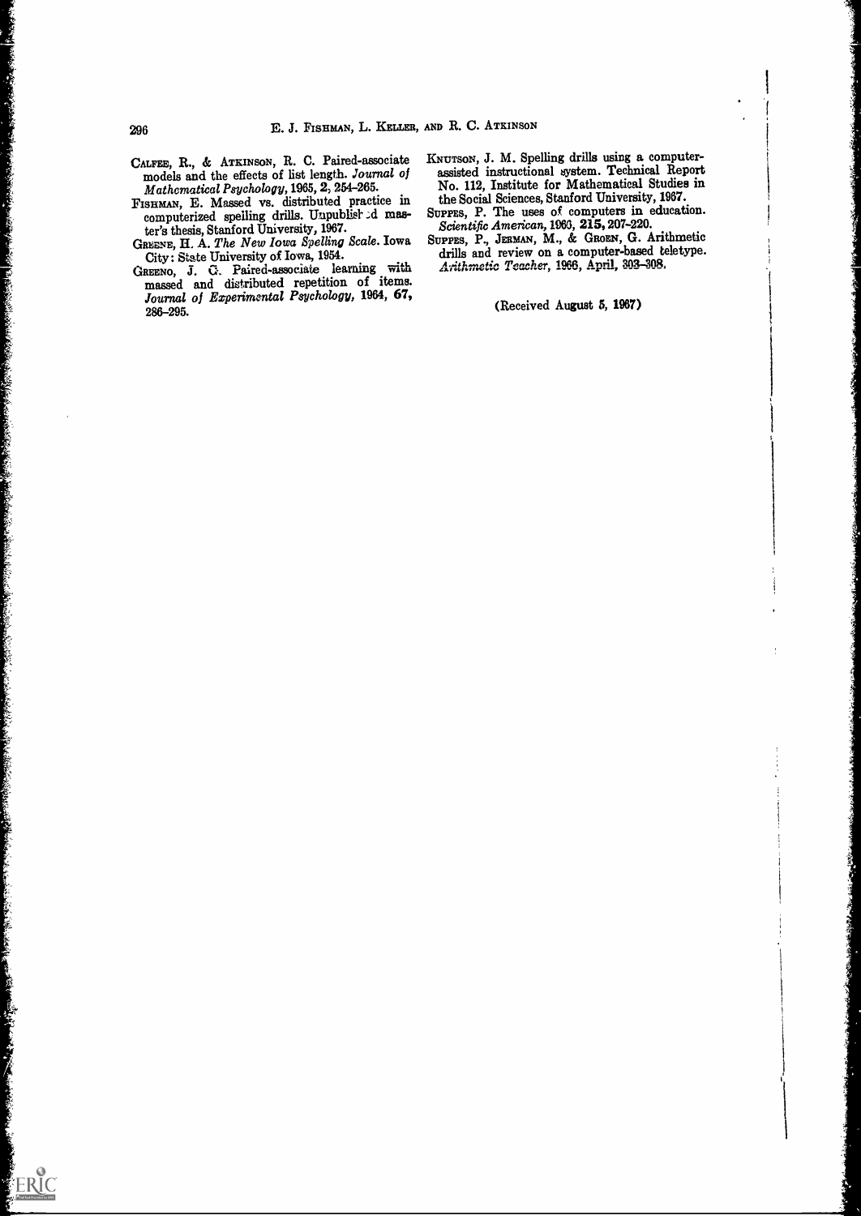Calfee, R., & Atkinson, R. C. Paired-associate models and the effects of list length. *Journal of Mathematical Psychology*, 1965, **2**, 254–265.

Fishman, E. Massed vs. distributed practice in computerized spelling drills. Unpublished master's thesis, Stanford University, 1967.

Greene, H. A. *The New Iowa Spelling Scale*. Iowa City: State University of Iowa, 1954.

Greeno, J. G. Paired-associate learning with massed and distributed repetition of items. *Journal of Experimental Psychology*, 1964, **67**, 286–295.

Knutson, J. M. Spelling drills using a computer-assisted instructional system. Technical Report No. 112, Institute for Mathematical Studies in the Social Sciences, Stanford University, 1967.

Suppes, P. The uses of computers in education. *Scientific American*, 1966, **215**, 207–220.

Suppes, P., Jerman, M., & Groen, G. Arithmetic drills and review on a computer-based teletype. *Arithmetic Teacher*, 1966, April, 303–308.

(Received August 5, 1967)